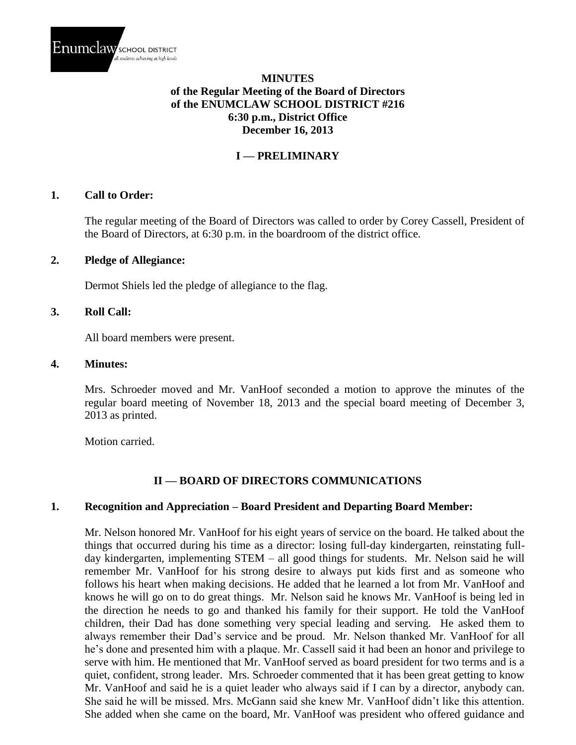Enumclaw SCHOOL DISTRICT
*all students achieving at high levels*

**MINUTES**
**of the Regular Meeting of the Board of Directors**
**of the ENUMCLAW SCHOOL DISTRICT #216**
**6:30 p.m., District Office**
**December 16, 2013**

## I — PRELIMINARY

### 1. Call to Order:

The regular meeting of the Board of Directors was called to order by Corey Cassell, President of the Board of Directors, at 6:30 p.m. in the boardroom of the district office.

### 2. Pledge of Allegiance:

Dermot Shiels led the pledge of allegiance to the flag.

### 3. Roll Call:

All board members were present.

### 4. Minutes:

Mrs. Schroeder moved and Mr. VanHoof seconded a motion to approve the minutes of the regular board meeting of November 18, 2013 and the special board meeting of December 3, 2013 as printed.

Motion carried.

## II — BOARD OF DIRECTORS COMMUNICATIONS

### 1. Recognition and Appreciation – Board President and Departing Board Member:

Mr. Nelson honored Mr. VanHoof for his eight years of service on the board. He talked about the things that occurred during his time as a director: losing full-day kindergarten, reinstating full-day kindergarten, implementing STEM – all good things for students. Mr. Nelson said he will remember Mr. VanHoof for his strong desire to always put kids first and as someone who follows his heart when making decisions. He added that he learned a lot from Mr. VanHoof and knows he will go on to do great things. Mr. Nelson said he knows Mr. VanHoof is being led in the direction he needs to go and thanked his family for their support. He told the VanHoof children, their Dad has done something very special leading and serving. He asked them to always remember their Dad's service and be proud. Mr. Nelson thanked Mr. VanHoof for all he's done and presented him with a plaque. Mr. Cassell said it had been an honor and privilege to serve with him. He mentioned that Mr. VanHoof served as board president for two terms and is a quiet, confident, strong leader. Mrs. Schroeder commented that it has been great getting to know Mr. VanHoof and said he is a quiet leader who always said if I can by a director, anybody can. She said he will be missed. Mrs. McGann said she knew Mr. VanHoof didn't like this attention. She added when she came on the board, Mr. VanHoof was president who offered guidance and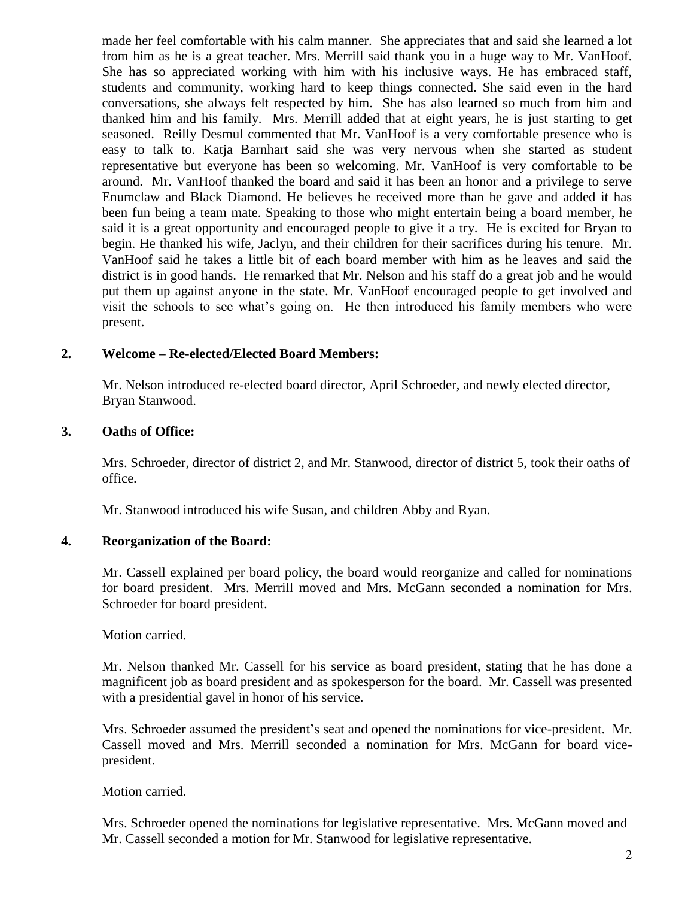made her feel comfortable with his calm manner. She appreciates that and said she learned a lot from him as he is a great teacher. Mrs. Merrill said thank you in a huge way to Mr. VanHoof. She has so appreciated working with him with his inclusive ways. He has embraced staff, students and community, working hard to keep things connected. She said even in the hard conversations, she always felt respected by him. She has also learned so much from him and thanked him and his family. Mrs. Merrill added that at eight years, he is just starting to get seasoned. Reilly Desmul commented that Mr. VanHoof is a very comfortable presence who is easy to talk to. Katja Barnhart said she was very nervous when she started as student representative but everyone has been so welcoming. Mr. VanHoof is very comfortable to be around. Mr. VanHoof thanked the board and said it has been an honor and a privilege to serve Enumclaw and Black Diamond. He believes he received more than he gave and added it has been fun being a team mate. Speaking to those who might entertain being a board member, he said it is a great opportunity and encouraged people to give it a try. He is excited for Bryan to begin. He thanked his wife, Jaclyn, and their children for their sacrifices during his tenure. Mr. VanHoof said he takes a little bit of each board member with him as he leaves and said the district is in good hands. He remarked that Mr. Nelson and his staff do a great job and he would put them up against anyone in the state. Mr. VanHoof encouraged people to get involved and visit the schools to see what's going on. He then introduced his family members who were present.

**2. Welcome – Re-elected/Elected Board Members:**

Mr. Nelson introduced re-elected board director, April Schroeder, and newly elected director, Bryan Stanwood.

**3. Oaths of Office:**

Mrs. Schroeder, director of district 2, and Mr. Stanwood, director of district 5, took their oaths of office.

Mr. Stanwood introduced his wife Susan, and children Abby and Ryan.

**4. Reorganization of the Board:**

Mr. Cassell explained per board policy, the board would reorganize and called for nominations for board president. Mrs. Merrill moved and Mrs. McGann seconded a nomination for Mrs. Schroeder for board president.

Motion carried.

Mr. Nelson thanked Mr. Cassell for his service as board president, stating that he has done a magnificent job as board president and as spokesperson for the board. Mr. Cassell was presented with a presidential gavel in honor of his service.

Mrs. Schroeder assumed the president's seat and opened the nominations for vice-president. Mr. Cassell moved and Mrs. Merrill seconded a nomination for Mrs. McGann for board vice-president.

Motion carried.

Mrs. Schroeder opened the nominations for legislative representative. Mrs. McGann moved and Mr. Cassell seconded a motion for Mr. Stanwood for legislative representative.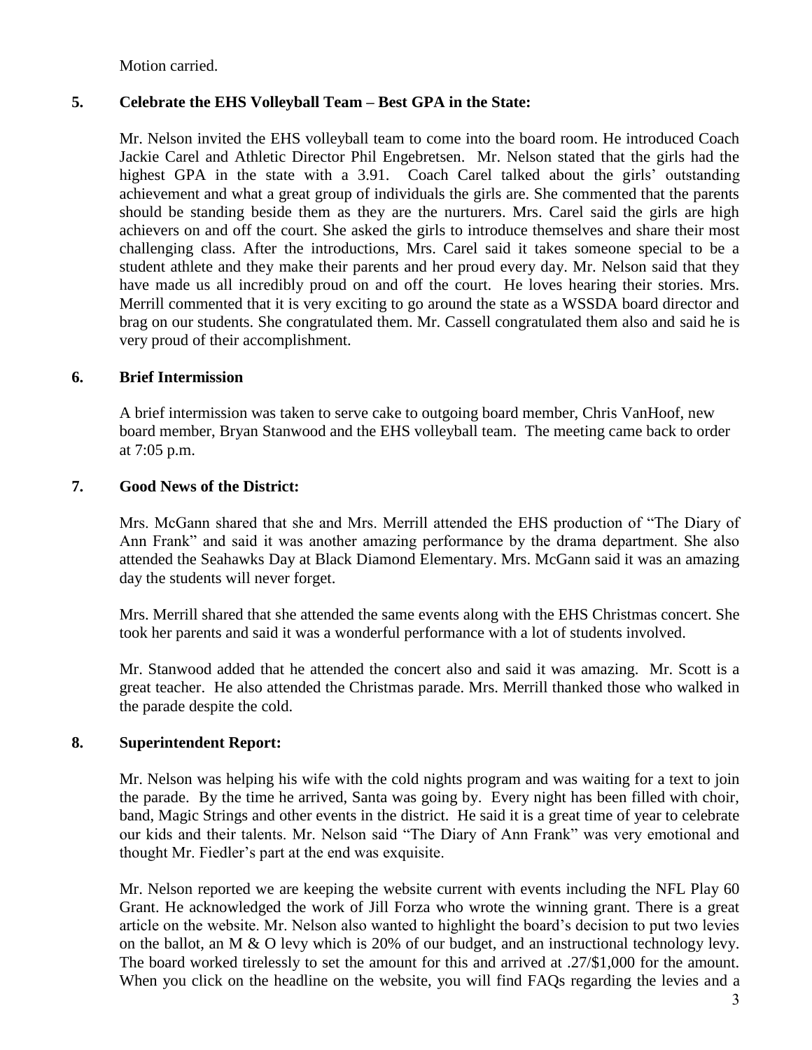Motion carried.

**5. Celebrate the EHS Volleyball Team – Best GPA in the State:**

Mr. Nelson invited the EHS volleyball team to come into the board room. He introduced Coach Jackie Carel and Athletic Director Phil Engebretsen. Mr. Nelson stated that the girls had the highest GPA in the state with a 3.91. Coach Carel talked about the girls' outstanding achievement and what a great group of individuals the girls are. She commented that the parents should be standing beside them as they are the nurturers. Mrs. Carel said the girls are high achievers on and off the court. She asked the girls to introduce themselves and share their most challenging class. After the introductions, Mrs. Carel said it takes someone special to be a student athlete and they make their parents and her proud every day. Mr. Nelson said that they have made us all incredibly proud on and off the court. He loves hearing their stories. Mrs. Merrill commented that it is very exciting to go around the state as a WSSDA board director and brag on our students. She congratulated them. Mr. Cassell congratulated them also and said he is very proud of their accomplishment.

**6. Brief Intermission**

A brief intermission was taken to serve cake to outgoing board member, Chris VanHoof, new board member, Bryan Stanwood and the EHS volleyball team. The meeting came back to order at 7:05 p.m.

**7. Good News of the District:**

Mrs. McGann shared that she and Mrs. Merrill attended the EHS production of "The Diary of Ann Frank" and said it was another amazing performance by the drama department. She also attended the Seahawks Day at Black Diamond Elementary. Mrs. McGann said it was an amazing day the students will never forget.

Mrs. Merrill shared that she attended the same events along with the EHS Christmas concert. She took her parents and said it was a wonderful performance with a lot of students involved.

Mr. Stanwood added that he attended the concert also and said it was amazing. Mr. Scott is a great teacher. He also attended the Christmas parade. Mrs. Merrill thanked those who walked in the parade despite the cold.

**8. Superintendent Report:**

Mr. Nelson was helping his wife with the cold nights program and was waiting for a text to join the parade. By the time he arrived, Santa was going by. Every night has been filled with choir, band, Magic Strings and other events in the district. He said it is a great time of year to celebrate our kids and their talents. Mr. Nelson said "The Diary of Ann Frank" was very emotional and thought Mr. Fiedler's part at the end was exquisite.

Mr. Nelson reported we are keeping the website current with events including the NFL Play 60 Grant. He acknowledged the work of Jill Forza who wrote the winning grant. There is a great article on the website. Mr. Nelson also wanted to highlight the board's decision to put two levies on the ballot, an M & O levy which is 20% of our budget, and an instructional technology levy. The board worked tirelessly to set the amount for this and arrived at .27/$1,000 for the amount. When you click on the headline on the website, you will find FAQs regarding the levies and a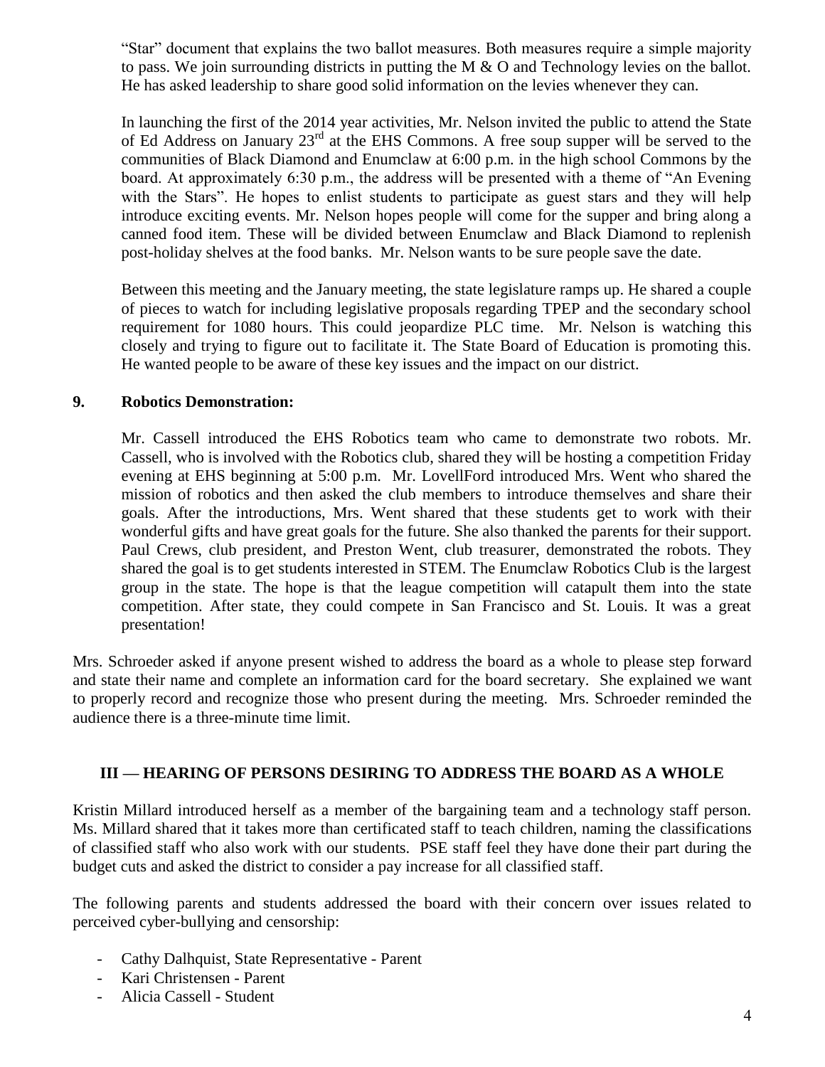"Star" document that explains the two ballot measures. Both measures require a simple majority to pass. We join surrounding districts in putting the M & O and Technology levies on the ballot. He has asked leadership to share good solid information on the levies whenever they can.

In launching the first of the 2014 year activities, Mr. Nelson invited the public to attend the State of Ed Address on January 23rd at the EHS Commons. A free soup supper will be served to the communities of Black Diamond and Enumclaw at 6:00 p.m. in the high school Commons by the board. At approximately 6:30 p.m., the address will be presented with a theme of "An Evening with the Stars". He hopes to enlist students to participate as guest stars and they will help introduce exciting events. Mr. Nelson hopes people will come for the supper and bring along a canned food item. These will be divided between Enumclaw and Black Diamond to replenish post-holiday shelves at the food banks. Mr. Nelson wants to be sure people save the date.

Between this meeting and the January meeting, the state legislature ramps up. He shared a couple of pieces to watch for including legislative proposals regarding TPEP and the secondary school requirement for 1080 hours. This could jeopardize PLC time. Mr. Nelson is watching this closely and trying to figure out to facilitate it. The State Board of Education is promoting this. He wanted people to be aware of these key issues and the impact on our district.

**9. Robotics Demonstration:**

Mr. Cassell introduced the EHS Robotics team who came to demonstrate two robots. Mr. Cassell, who is involved with the Robotics club, shared they will be hosting a competition Friday evening at EHS beginning at 5:00 p.m. Mr. LovellFord introduced Mrs. Went who shared the mission of robotics and then asked the club members to introduce themselves and share their goals. After the introductions, Mrs. Went shared that these students get to work with their wonderful gifts and have great goals for the future. She also thanked the parents for their support. Paul Crews, club president, and Preston Went, club treasurer, demonstrated the robots. They shared the goal is to get students interested in STEM. The Enumclaw Robotics Club is the largest group in the state. The hope is that the league competition will catapult them into the state competition. After state, they could compete in San Francisco and St. Louis. It was a great presentation!

Mrs. Schroeder asked if anyone present wished to address the board as a whole to please step forward and state their name and complete an information card for the board secretary. She explained we want to properly record and recognize those who present during the meeting. Mrs. Schroeder reminded the audience there is a three-minute time limit.

## III — HEARING OF PERSONS DESIRING TO ADDRESS THE BOARD AS A WHOLE

Kristin Millard introduced herself as a member of the bargaining team and a technology staff person. Ms. Millard shared that it takes more than certificated staff to teach children, naming the classifications of classified staff who also work with our students. PSE staff feel they have done their part during the budget cuts and asked the district to consider a pay increase for all classified staff.

The following parents and students addressed the board with their concern over issues related to perceived cyber-bullying and censorship:

- Cathy Dalhquist, State Representative - Parent
- Kari Christensen - Parent
- Alicia Cassell - Student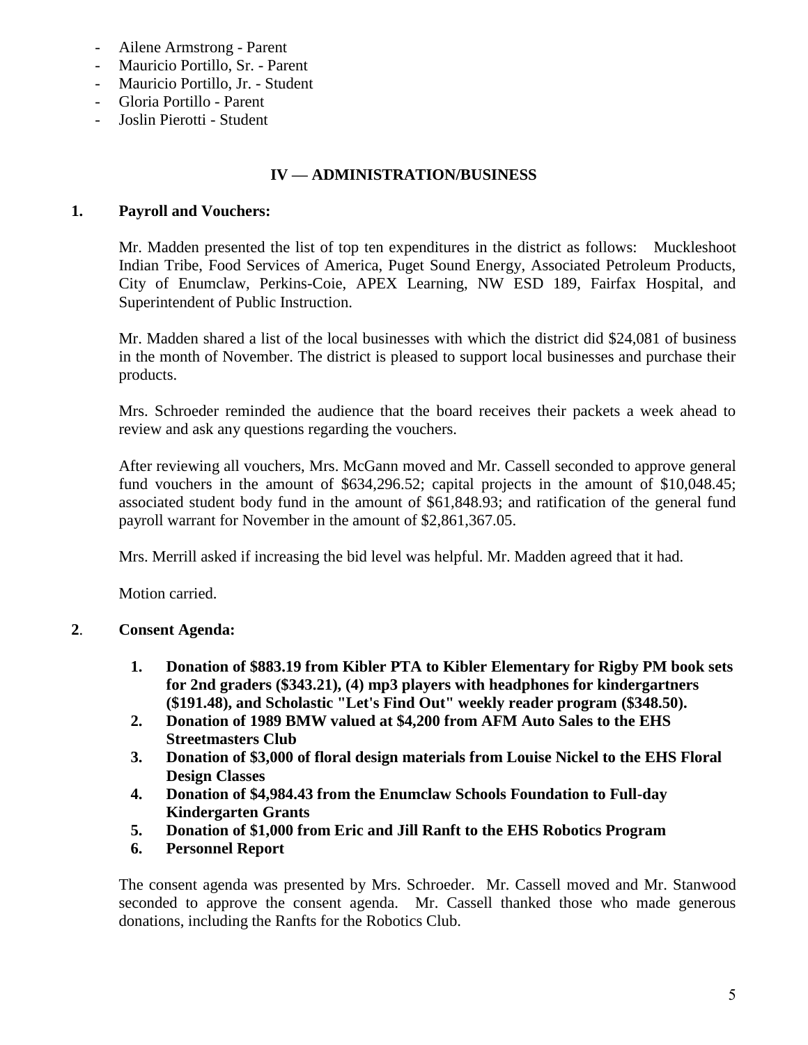- Ailene Armstrong - Parent
- Mauricio Portillo, Sr. - Parent
- Mauricio Portillo, Jr. - Student
- Gloria Portillo - Parent
- Joslin Pierotti - Student

## IV — ADMINISTRATION/BUSINESS

**1. Payroll and Vouchers:**

Mr. Madden presented the list of top ten expenditures in the district as follows: Muckleshoot Indian Tribe, Food Services of America, Puget Sound Energy, Associated Petroleum Products, City of Enumclaw, Perkins-Coie, APEX Learning, NW ESD 189, Fairfax Hospital, and Superintendent of Public Instruction.

Mr. Madden shared a list of the local businesses with which the district did $24,081 of business in the month of November. The district is pleased to support local businesses and purchase their products.

Mrs. Schroeder reminded the audience that the board receives their packets a week ahead to review and ask any questions regarding the vouchers.

After reviewing all vouchers, Mrs. McGann moved and Mr. Cassell seconded to approve general fund vouchers in the amount of $634,296.52; capital projects in the amount of $10,048.45; associated student body fund in the amount of $61,848.93; and ratification of the general fund payroll warrant for November in the amount of $2,861,367.05.

Mrs. Merrill asked if increasing the bid level was helpful. Mr. Madden agreed that it had.

Motion carried.

**2. Consent Agenda:**

1. **Donation of $883.19 from Kibler PTA to Kibler Elementary for Rigby PM book sets for 2nd graders ($343.21), (4) mp3 players with headphones for kindergartners ($191.48), and Scholastic "Let's Find Out" weekly reader program ($348.50).**
2. **Donation of 1989 BMW valued at $4,200 from AFM Auto Sales to the EHS Streetmasters Club**
3. **Donation of $3,000 of floral design materials from Louise Nickel to the EHS Floral Design Classes**
4. **Donation of $4,984.43 from the Enumclaw Schools Foundation to Full-day Kindergarten Grants**
5. **Donation of $1,000 from Eric and Jill Ranft to the EHS Robotics Program**
6. **Personnel Report**

The consent agenda was presented by Mrs. Schroeder. Mr. Cassell moved and Mr. Stanwood seconded to approve the consent agenda. Mr. Cassell thanked those who made generous donations, including the Ranfts for the Robotics Club.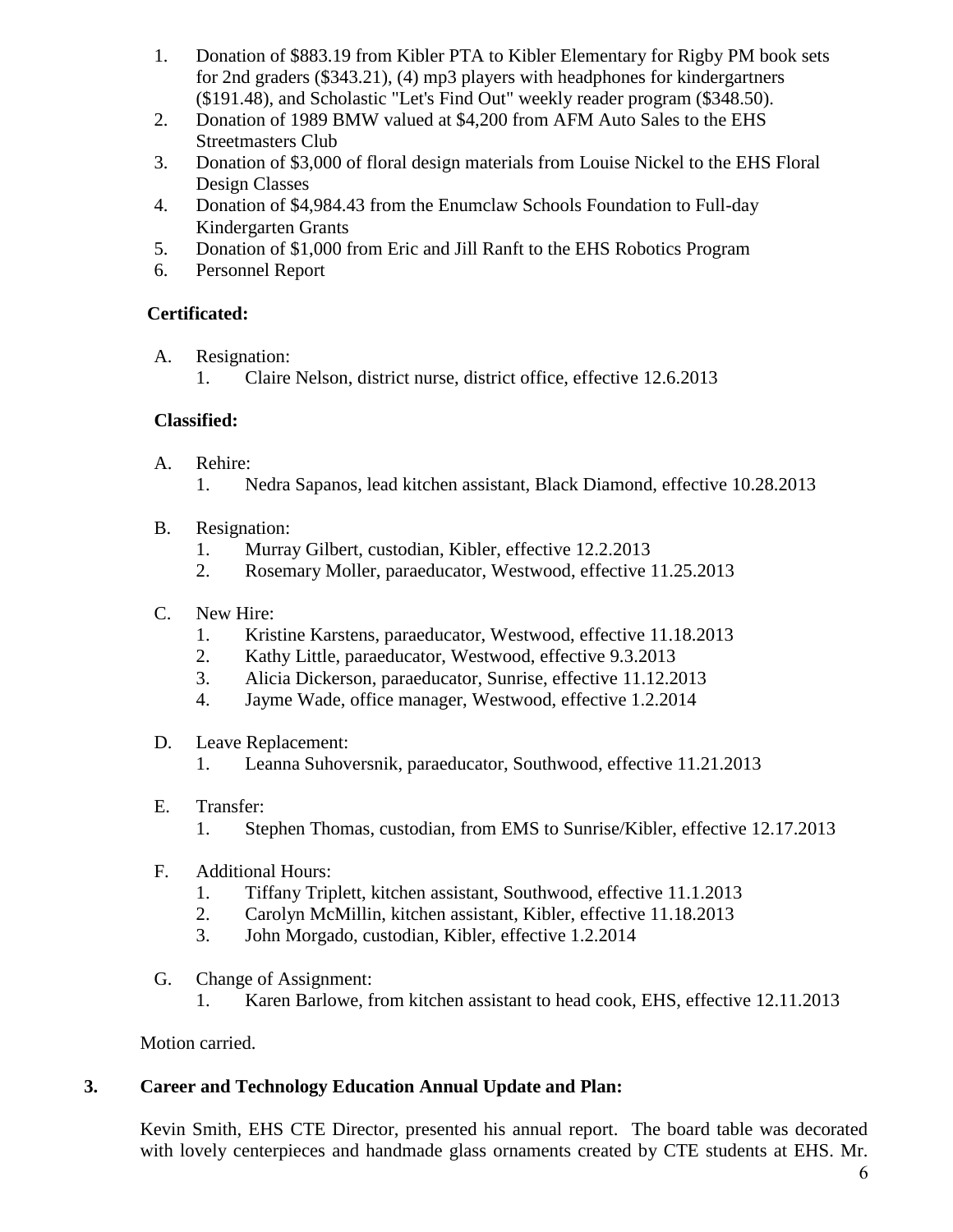1. Donation of $883.19 from Kibler PTA to Kibler Elementary for Rigby PM book sets for 2nd graders ($343.21), (4) mp3 players with headphones for kindergartners ($191.48), and Scholastic "Let's Find Out" weekly reader program ($348.50).
2. Donation of 1989 BMW valued at $4,200 from AFM Auto Sales to the EHS Streetmasters Club
3. Donation of $3,000 of floral design materials from Louise Nickel to the EHS Floral Design Classes
4. Donation of $4,984.43 from the Enumclaw Schools Foundation to Full-day Kindergarten Grants
5. Donation of $1,000 from Eric and Jill Ranft to the EHS Robotics Program
6. Personnel Report

**Certificated:**

A. Resignation:
   1. Claire Nelson, district nurse, district office, effective 12.6.2013

**Classified:**

A. Rehire:
   1. Nedra Sapanos, lead kitchen assistant, Black Diamond, effective 10.28.2013

B. Resignation:
   1. Murray Gilbert, custodian, Kibler, effective 12.2.2013
   2. Rosemary Moller, paraeducator, Westwood, effective 11.25.2013

C. New Hire:
   1. Kristine Karstens, paraeducator, Westwood, effective 11.18.2013
   2. Kathy Little, paraeducator, Westwood, effective 9.3.2013
   3. Alicia Dickerson, paraeducator, Sunrise, effective 11.12.2013
   4. Jayme Wade, office manager, Westwood, effective 1.2.2014

D. Leave Replacement:
   1. Leanna Suhoversnik, paraeducator, Southwood, effective 11.21.2013

E. Transfer:
   1. Stephen Thomas, custodian, from EMS to Sunrise/Kibler, effective 12.17.2013

F. Additional Hours:
   1. Tiffany Triplett, kitchen assistant, Southwood, effective 11.1.2013
   2. Carolyn McMillin, kitchen assistant, Kibler, effective 11.18.2013
   3. John Morgado, custodian, Kibler, effective 1.2.2014

G. Change of Assignment:
   1. Karen Barlowe, from kitchen assistant to head cook, EHS, effective 12.11.2013

Motion carried.

**3. Career and Technology Education Annual Update and Plan:**

Kevin Smith, EHS CTE Director, presented his annual report. The board table was decorated with lovely centerpieces and handmade glass ornaments created by CTE students at EHS. Mr.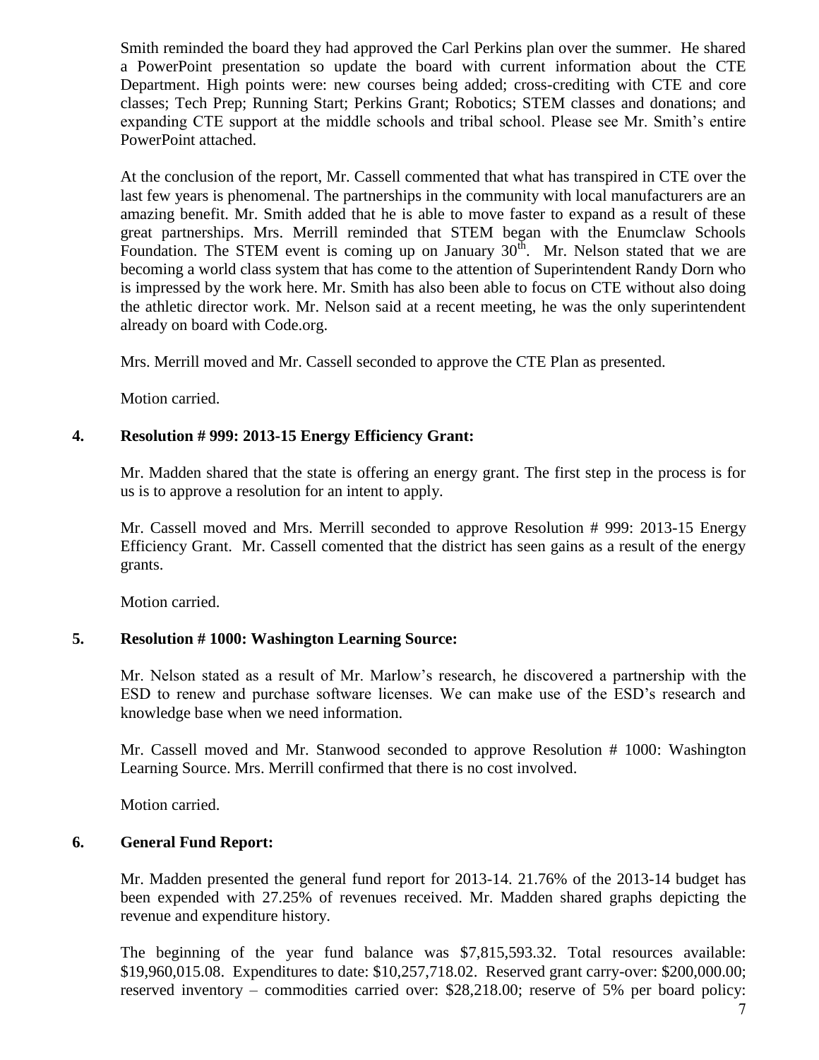Smith reminded the board they had approved the Carl Perkins plan over the summer. He shared a PowerPoint presentation so update the board with current information about the CTE Department. High points were: new courses being added; cross-crediting with CTE and core classes; Tech Prep; Running Start; Perkins Grant; Robotics; STEM classes and donations; and expanding CTE support at the middle schools and tribal school. Please see Mr. Smith's entire PowerPoint attached.

At the conclusion of the report, Mr. Cassell commented that what has transpired in CTE over the last few years is phenomenal. The partnerships in the community with local manufacturers are an amazing benefit. Mr. Smith added that he is able to move faster to expand as a result of these great partnerships. Mrs. Merrill reminded that STEM began with the Enumclaw Schools Foundation. The STEM event is coming up on January 30th. Mr. Nelson stated that we are becoming a world class system that has come to the attention of Superintendent Randy Dorn who is impressed by the work here. Mr. Smith has also been able to focus on CTE without also doing the athletic director work. Mr. Nelson said at a recent meeting, he was the only superintendent already on board with Code.org.

Mrs. Merrill moved and Mr. Cassell seconded to approve the CTE Plan as presented.

Motion carried.

**4. Resolution # 999: 2013-15 Energy Efficiency Grant:**

Mr. Madden shared that the state is offering an energy grant. The first step in the process is for us is to approve a resolution for an intent to apply.

Mr. Cassell moved and Mrs. Merrill seconded to approve Resolution # 999: 2013-15 Energy Efficiency Grant. Mr. Cassell comented that the district has seen gains as a result of the energy grants.

Motion carried.

**5. Resolution # 1000: Washington Learning Source:**

Mr. Nelson stated as a result of Mr. Marlow's research, he discovered a partnership with the ESD to renew and purchase software licenses. We can make use of the ESD's research and knowledge base when we need information.

Mr. Cassell moved and Mr. Stanwood seconded to approve Resolution # 1000: Washington Learning Source. Mrs. Merrill confirmed that there is no cost involved.

Motion carried.

**6. General Fund Report:**

Mr. Madden presented the general fund report for 2013-14. 21.76% of the 2013-14 budget has been expended with 27.25% of revenues received. Mr. Madden shared graphs depicting the revenue and expenditure history.

The beginning of the year fund balance was $7,815,593.32. Total resources available: $19,960,015.08. Expenditures to date: $10,257,718.02. Reserved grant carry-over: $200,000.00; reserved inventory – commodities carried over: $28,218.00; reserve of 5% per board policy: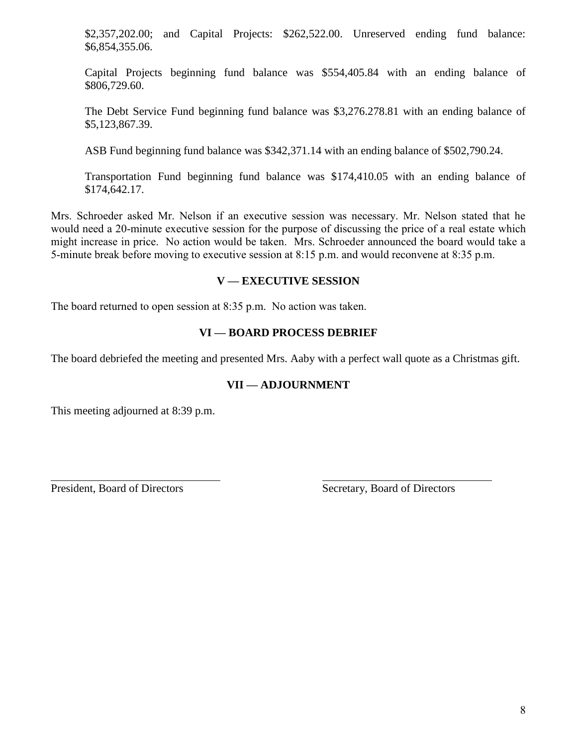$2,357,202.00; and Capital Projects: $262,522.00. Unreserved ending fund balance: $6,854,355.06.

Capital Projects beginning fund balance was $554,405.84 with an ending balance of $806,729.60.

The Debt Service Fund beginning fund balance was $3,276.278.81 with an ending balance of $5,123,867.39.

ASB Fund beginning fund balance was $342,371.14 with an ending balance of $502,790.24.

Transportation Fund beginning fund balance was $174,410.05 with an ending balance of $174,642.17.

Mrs. Schroeder asked Mr. Nelson if an executive session was necessary. Mr. Nelson stated that he would need a 20-minute executive session for the purpose of discussing the price of a real estate which might increase in price. No action would be taken. Mrs. Schroeder announced the board would take a 5-minute break before moving to executive session at 8:15 p.m. and would reconvene at 8:35 p.m.

## V — EXECUTIVE SESSION

The board returned to open session at 8:35 p.m. No action was taken.

## VI — BOARD PROCESS DEBRIEF

The board debriefed the meeting and presented Mrs. Aaby with a perfect wall quote as a Christmas gift.

## VII — ADJOURNMENT

This meeting adjourned at 8:39 p.m.

President, Board of Directors

Secretary, Board of Directors